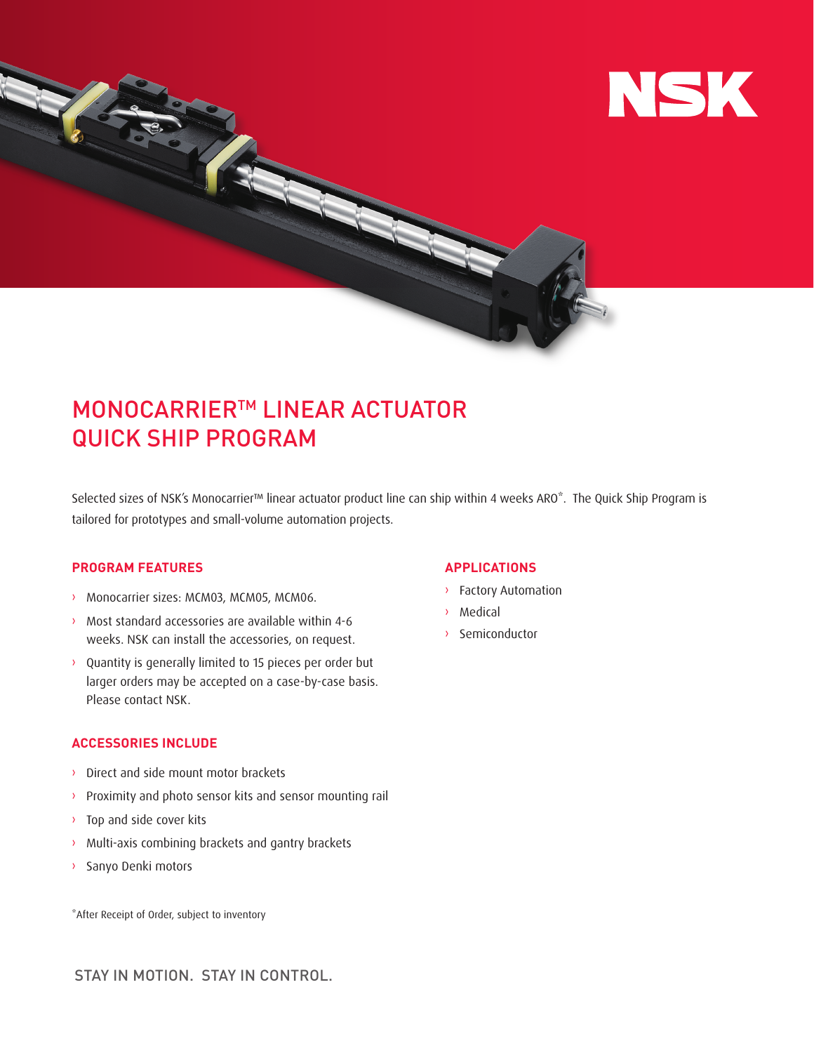NSK

# MONOCARRIER™ LINEAR ACTUATOR QUICK SHIP PROGRAM

Selected sizes of NSK's Monocarrier™ linear actuator product line can ship within 4 weeks ARO*. The Quick Ship Program is tailored for prototypes and small-volume automation projects.

## PROGRAM FEATURES

- Monocarrier sizes: MCM03, MCM05, MCM06.
- Most standard accessories are available within 4-6 weeks. NSK can install the accessories, on request.
- Quantity is generally limited to 15 pieces per order but larger orders may be accepted on a case-by-case basis. Please contact NSK.

## APPLICATIONS

- Factory Automation
- Medical
- Semiconductor

## ACCESSORIES INCLUDE

- Direct and side mount motor brackets
- Proximity and photo sensor kits and sensor mounting rail
- Top and side cover kits
- Multi-axis combining brackets and gantry brackets
- Sanyo Denki motors

*After Receipt of Order, subject to inventory

STAY IN MOTION. STAY IN CONTROL.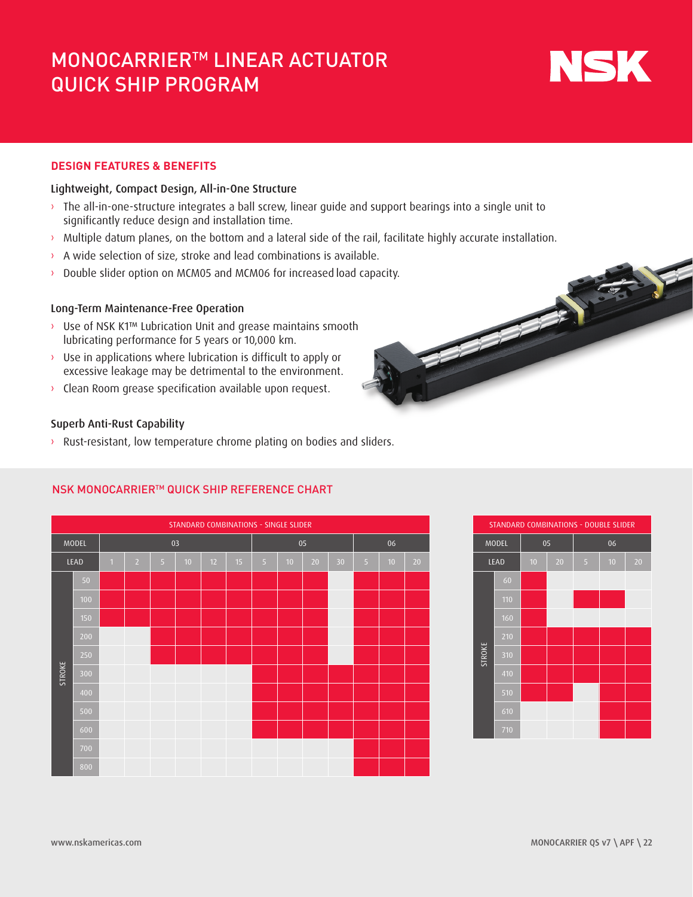# MONOCARRIER™ LINEAR ACTUATOR QUICK SHIP PROGRAM

NSK

## DESIGN FEATURES & BENEFITS

### Lightweight, Compact Design, All-in-One Structure

- The all-in-one-structure integrates a ball screw, linear guide and support bearings into a single unit to significantly reduce design and installation time.
- Multiple datum planes, on the bottom and a lateral side of the rail, facilitate highly accurate installation.
- A wide selection of size, stroke and lead combinations is available.
- Double slider option on MCM05 and MCM06 for increased load capacity.

### Long-Term Maintenance-Free Operation

- Use of NSK K1™ Lubrication Unit and grease maintains smooth lubricating performance for 5 years or 10,000 km.
- Use in applications where lubrication is difficult to apply or excessive leakage may be detrimental to the environment.
- Clean Room grease specification available upon request.

### Superb Anti-Rust Capability

- Rust-resistant, low temperature chrome plating on bodies and sliders.

## NSK MONOCARRIER™ QUICK SHIP REFERENCE CHART

**STANDARD COMBINATIONS - SINGLE SLIDER**

| MODEL | 03 | | | | | | 05 | | | | 06 | | |
|---|---|---|---|---|---|---|---|---|---|---|---|---|---|
| LEAD | 1 | 2 | 5 | 10 | 12 | 15 | 5 | 10 | 20 | 30 | 5 | 10 | 20 |
| STROKE 50 | ● | ● | ● | ● | ● | ● | ● | ● | ● | | ● | ● | ● |
| 100 | ● | ● | ● | ● | ● | ● | ● | ● | ● | | ● | ● | ● |
| 150 | ● | ● | ● | ● | ● | ● | ● | ● | ● | | ● | ● | ● |
| 200 | | | ● | ● | ● | ● | ● | ● | ● | | ● | ● | ● |
| 250 | | | ● | ● | ● | ● | ● | ● | ● | | ● | ● | ● |
| 300 | | | | | | | ● | ● | ● | ● | ● | ● | ● |
| 400 | | | | | | | ● | ● | ● | ● | ● | ● | ● |
| 500 | | | | | | | ● | ● | ● | ● | ● | ● | ● |
| 600 | | | | | | | ● | ● | ● | ● | ● | ● | ● |
| 700 | | | | | | | | | | | ● | ● | ● |
| 800 | | | | | | | | | | | ● | ● | ● |

**STANDARD COMBINATIONS - DOUBLE SLIDER**

| MODEL | 05 | | 06 | | |
|---|---|---|---|---|---|
| LEAD | 10 | 20 | 5 | 10 | 20 |
| STROKE 60 | ● | | | | |
| 110 | ● | | ● | ● | |
| 160 | ● | | | | |
| 210 | ● | ● | ● | ● | ● |
| 310 | ● | ● | ● | ● | ● |
| 410 | ● | ● | ● | ● | ● |
| 510 | ● | ● | | ● | ● |
| 610 | | | | ● | ● |
| 710 | | | | ● | ● |

www.nskamericas.com

MONOCARRIER QS v7 \ APF \ 22